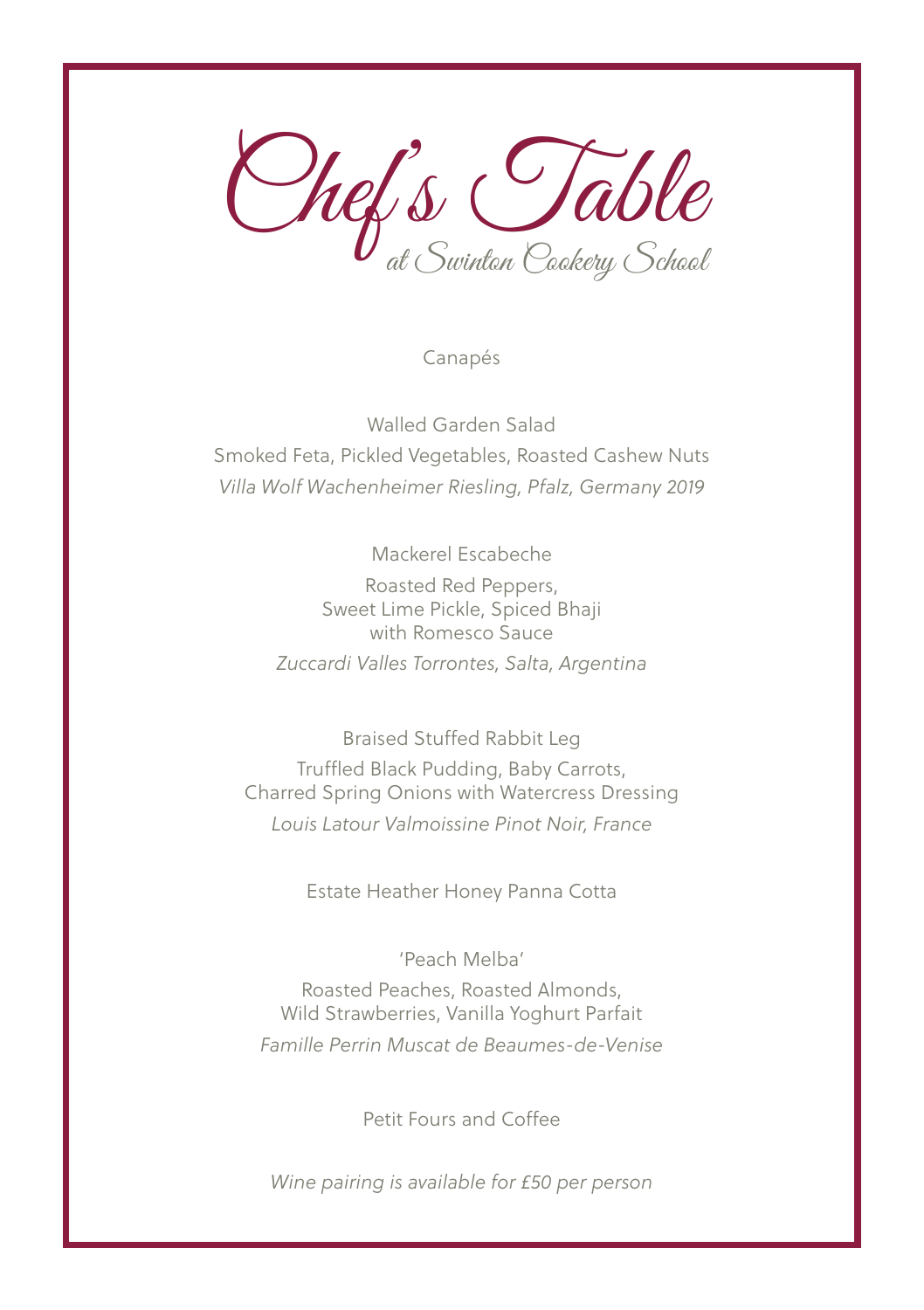# Chef's Table

## at Swinton Cookery School

Canapés

Walled Garden Salad

Smoked Feta, Pickled Vegetables, Roasted Cashew Nuts

*Villa Wolf Wachenheimer Riesling, Pfalz, Germany 2019*

Mackerel Escabeche

Roasted Red Peppers,
Sweet Lime Pickle, Spiced Bhaji
with Romesco Sauce

*Zuccardi Valles Torrontes, Salta, Argentina*

Braised Stuffed Rabbit Leg

Truffled Black Pudding, Baby Carrots,
Charred Spring Onions with Watercress Dressing

*Louis Latour Valmoissine Pinot Noir, France*

Estate Heather Honey Panna Cotta

'Peach Melba'

Roasted Peaches, Roasted Almonds,
Wild Strawberries, Vanilla Yoghurt Parfait

*Famille Perrin Muscat de Beaumes-de-Venise*

Petit Fours and Coffee

*Wine pairing is available for £50 per person*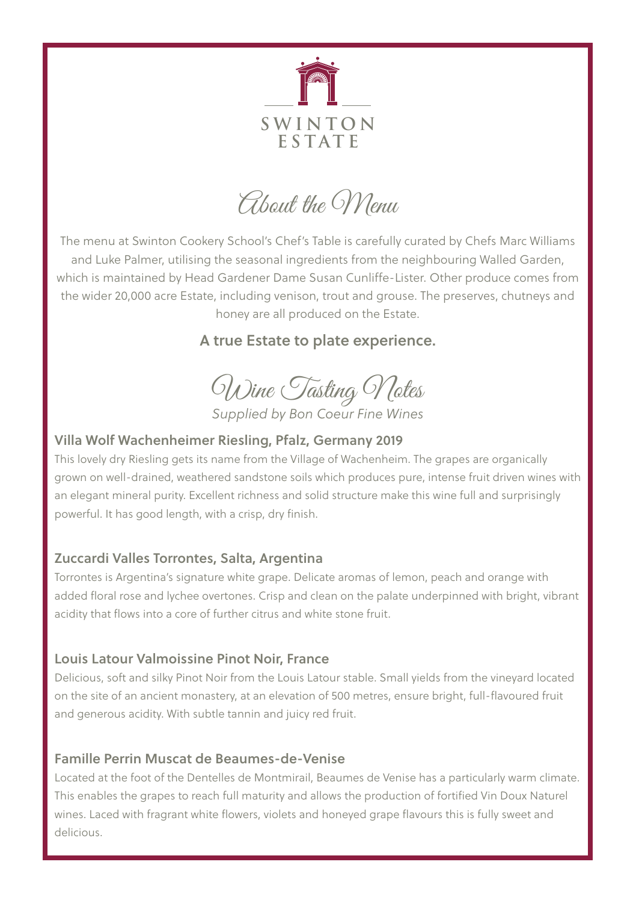SWINTON
ESTATE

# About the Menu

The menu at Swinton Cookery School's Chef's Table is carefully curated by Chefs Marc Williams and Luke Palmer, utilising the seasonal ingredients from the neighbouring Walled Garden, which is maintained by Head Gardener Dame Susan Cunliffe-Lister. Other produce comes from the wider 20,000 acre Estate, including venison, trout and grouse. The preserves, chutneys and honey are all produced on the Estate.

**A true Estate to plate experience.**

# Wine Tasting Notes

*Supplied by Bon Coeur Fine Wines*

### Villa Wolf Wachenheimer Riesling, Pfalz, Germany 2019

This lovely dry Riesling gets its name from the Village of Wachenheim. The grapes are organically grown on well-drained, weathered sandstone soils which produces pure, intense fruit driven wines with an elegant mineral purity. Excellent richness and solid structure make this wine full and surprisingly powerful. It has good length, with a crisp, dry finish.

### Zuccardi Valles Torrontes, Salta, Argentina

Torrontes is Argentina's signature white grape. Delicate aromas of lemon, peach and orange with added floral rose and lychee overtones. Crisp and clean on the palate underpinned with bright, vibrant acidity that flows into a core of further citrus and white stone fruit.

### Louis Latour Valmoissine Pinot Noir, France

Delicious, soft and silky Pinot Noir from the Louis Latour stable. Small yields from the vineyard located on the site of an ancient monastery, at an elevation of 500 metres, ensure bright, full-flavoured fruit and generous acidity. With subtle tannin and juicy red fruit.

### Famille Perrin Muscat de Beaumes-de-Venise

Located at the foot of the Dentelles de Montmirail, Beaumes de Venise has a particularly warm climate. This enables the grapes to reach full maturity and allows the production of fortified Vin Doux Naturel wines. Laced with fragrant white flowers, violets and honeyed grape flavours this is fully sweet and delicious.